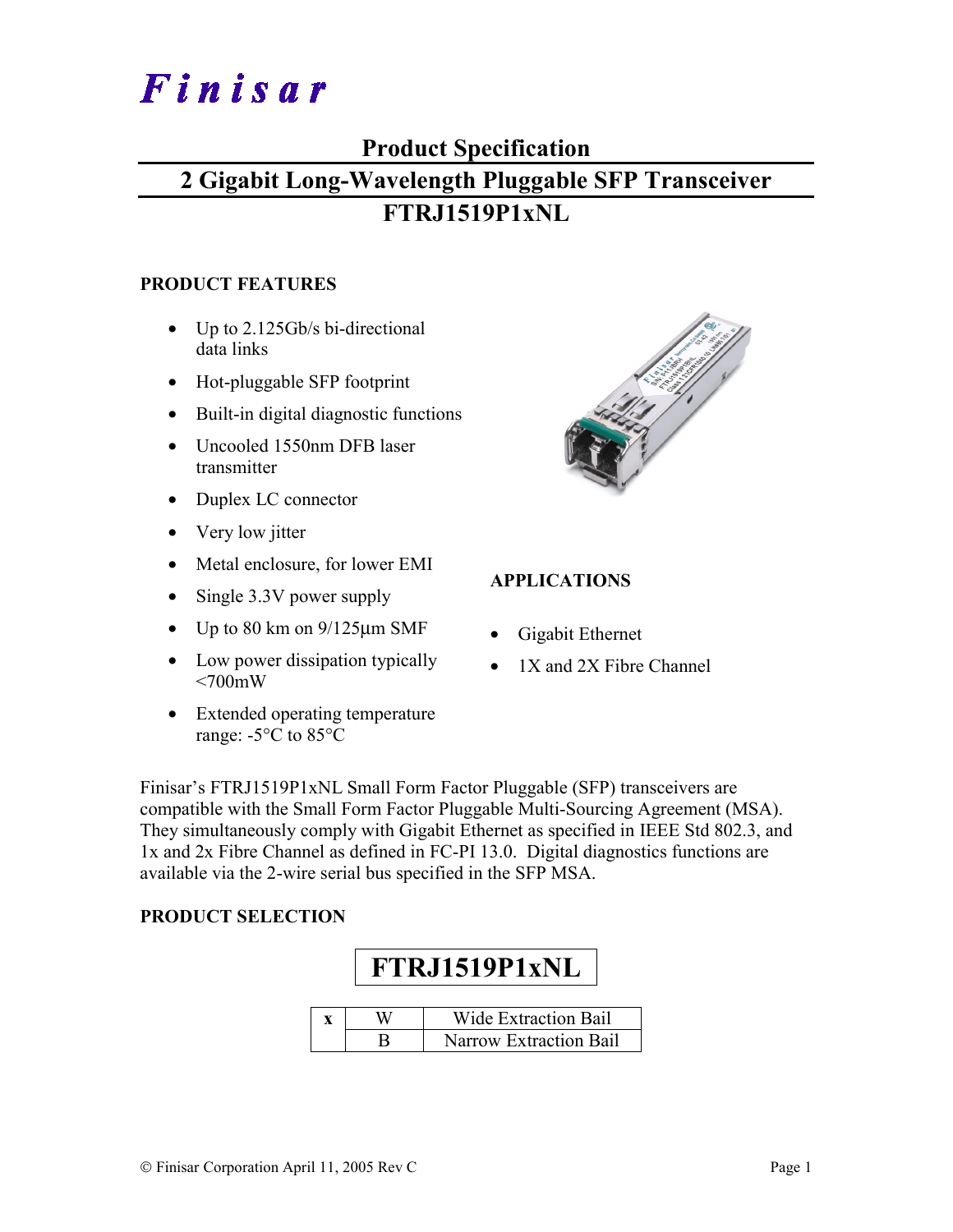# Finisar

## Product Specification

## 2 Gigabit Long-Wavelength Pluggable SFP Transceiver

## FTRJ1519P1xNL

### PRODUCT FEATURES

- Up to 2.125Gb/s bi-directional data links
- Hot-pluggable SFP footprint
- Built-in digital diagnostic functions
- Uncooled 1550nm DFB laser transmitter
- Duplex LC connector
- Very low jitter
- Metal enclosure, for lower EMI
- Single 3.3V power supply
- Up to 80 km on 9/125µm SMF
- Low power dissipation typically <700mW
- Extended operating temperature range: -5°C to 85°C

### APPLICATIONS

- Gigabit Ethernet
- 1X and 2X Fibre Channel

Finisar's FTRJ1519P1xNL Small Form Factor Pluggable (SFP) transceivers are compatible with the Small Form Factor Pluggable Multi-Sourcing Agreement (MSA). They simultaneously comply with Gigabit Ethernet as specified in IEEE Std 802.3, and 1x and 2x Fibre Channel as defined in FC-PI 13.0. Digital diagnostics functions are available via the 2-wire serial bus specified in the SFP MSA.

### PRODUCT SELECTION

**FTRJ1519P1xNL**

| x | W | Wide Extraction Bail |
|---|---|---|
| | B | Narrow Extraction Bail |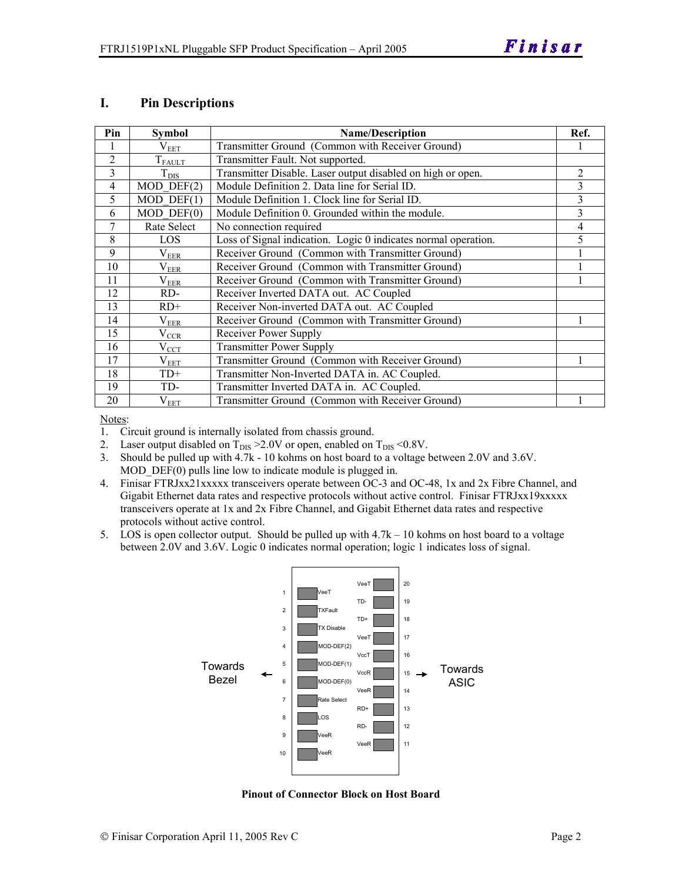## I. Pin Descriptions

| Pin | Symbol | Name/Description | Ref. |
|---|---|---|---|
| 1 | $V_{EET}$ | Transmitter Ground (Common with Receiver Ground) | 1 |
| 2 | $T_{FAULT}$ | Transmitter Fault. Not supported. | |
| 3 | $T_{DIS}$ | Transmitter Disable. Laser output disabled on high or open. | 2 |
| 4 | MOD_DEF(2) | Module Definition 2. Data line for Serial ID. | 3 |
| 5 | MOD_DEF(1) | Module Definition 1. Clock line for Serial ID. | 3 |
| 6 | MOD_DEF(0) | Module Definition 0. Grounded within the module. | 3 |
| 7 | Rate Select | No connection required | 4 |
| 8 | LOS | Loss of Signal indication. Logic 0 indicates normal operation. | 5 |
| 9 | $V_{EER}$ | Receiver Ground (Common with Transmitter Ground) | 1 |
| 10 | $V_{EER}$ | Receiver Ground (Common with Transmitter Ground) | 1 |
| 11 | $V_{EER}$ | Receiver Ground (Common with Transmitter Ground) | 1 |
| 12 | RD- | Receiver Inverted DATA out. AC Coupled | |
| 13 | RD+ | Receiver Non-inverted DATA out. AC Coupled | |
| 14 | $V_{EER}$ | Receiver Ground (Common with Transmitter Ground) | 1 |
| 15 | $V_{CCR}$ | Receiver Power Supply | |
| 16 | $V_{CCT}$ | Transmitter Power Supply | |
| 17 | $V_{EET}$ | Transmitter Ground (Common with Receiver Ground) | 1 |
| 18 | TD+ | Transmitter Non-Inverted DATA in. AC Coupled. | |
| 19 | TD- | Transmitter Inverted DATA in. AC Coupled. | |
| 20 | $V_{EET}$ | Transmitter Ground (Common with Receiver Ground) | 1 |

Notes:

1. Circuit ground is internally isolated from chassis ground.
2. Laser output disabled on $T_{DIS}$ >2.0V or open, enabled on $T_{DIS}$ <0.8V.
3. Should be pulled up with 4.7k - 10 kohms on host board to a voltage between 2.0V and 3.6V. MOD_DEF(0) pulls line low to indicate module is plugged in.
4. Finisar FTRJxx21xxxxx transceivers operate between OC-3 and OC-48, 1x and 2x Fibre Channel, and Gigabit Ethernet data rates and respective protocols without active control. Finisar FTRJxx19xxxxx transceivers operate at 1x and 2x Fibre Channel, and Gigabit Ethernet data rates and respective protocols without active control.
5. LOS is open collector output. Should be pulled up with 4.7k – 10 kohms on host board to a voltage between 2.0V and 3.6V. Logic 0 indicates normal operation; logic 1 indicates loss of signal.

| Pin | Signal | | Signal | Pin |
|---|---|---|---|---|
| | | | VeeT | 20 |
| 1 | VeeT | | TD- | 19 |
| 2 | TXFault | | TD+ | 18 |
| 3 | TX Disable | | VeeT | 17 |
| 4 | MOD-DEF(2) | | VccT | 16 |
| 5 | MOD-DEF(1) | | VccR | 15 |
| 6 | MOD-DEF(0) | | VeeR | 14 |
| 7 | Rate Select | | RD+ | 13 |
| 8 | LOS | | RD- | 12 |
| 9 | VeeR | | VeeR | 11 |
| 10 | VeeR | | | |

Towards Bezel ← → Towards ASIC

**Pinout of Connector Block on Host Board**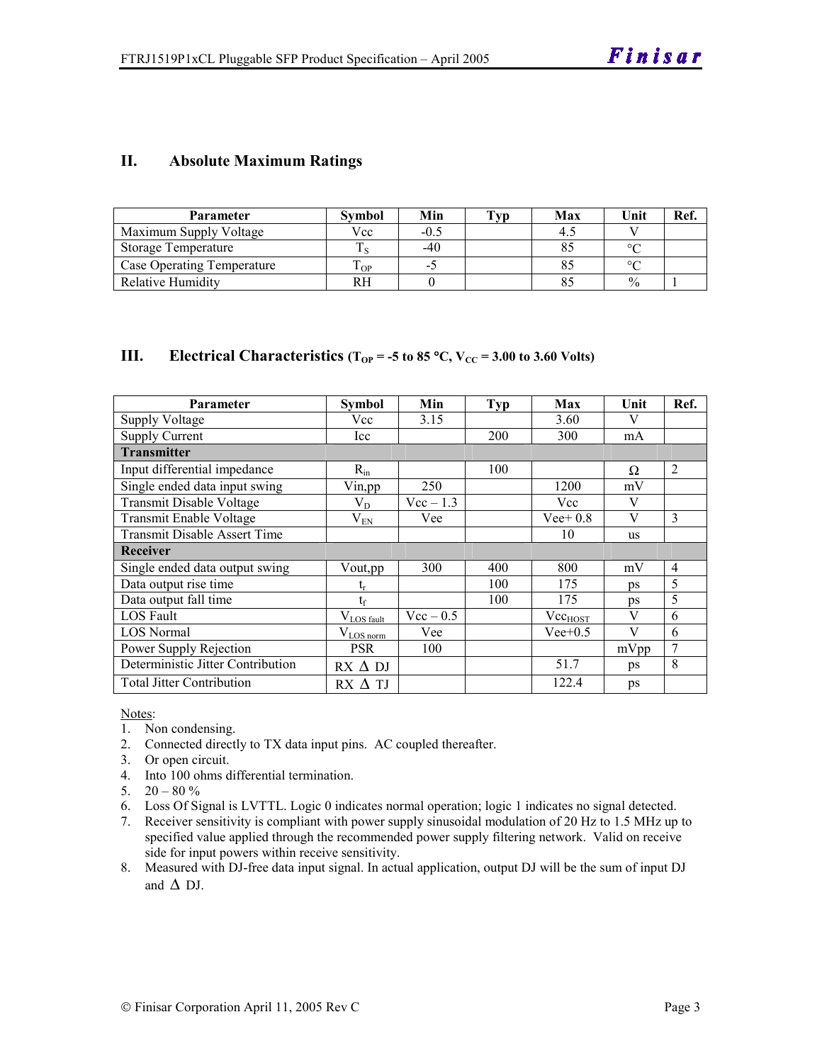## II. Absolute Maximum Ratings

| Parameter | Symbol | Min | Typ | Max | Unit | Ref. |
|---|---|---|---|---|---|---|
| Maximum Supply Voltage | Vcc | -0.5 | | 4.5 | V | |
| Storage Temperature | $T_S$ | -40 | | 85 | °C | |
| Case Operating Temperature | $T_{OP}$ | -5 | | 85 | °C | |
| Relative Humidity | RH | 0 | | 85 | % | 1 |

## III. Electrical Characteristics ($T_{OP}$ = -5 to 85 °C, $V_{CC}$ = 3.00 to 3.60 Volts)

| Parameter | Symbol | Min | Typ | Max | Unit | Ref. |
|---|---|---|---|---|---|---|
| Supply Voltage | Vcc | 3.15 | | 3.60 | V | |
| Supply Current | Icc | | 200 | 300 | mA | |
| **Transmitter** | | | | | | |
| Input differential impedance | $R_{in}$ | | 100 | | Ω | 2 |
| Single ended data input swing | Vin,pp | 250 | | 1200 | mV | |
| Transmit Disable Voltage | $V_D$ | Vcc – 1.3 | | Vcc | V | |
| Transmit Enable Voltage | $V_{EN}$ | Vee | | Vee+ 0.8 | V | 3 |
| Transmit Disable Assert Time | | | | 10 | us | |
| **Receiver** | | | | | | |
| Single ended data output swing | Vout,pp | 300 | 400 | 800 | mV | 4 |
| Data output rise time | $t_r$ | | 100 | 175 | ps | 5 |
| Data output fall time | $t_f$ | | 100 | 175 | ps | 5 |
| LOS Fault | $V_{LOS\ fault}$ | Vcc – 0.5 | | $Vcc_{HOST}$ | V | 6 |
| LOS Normal | $V_{LOS\ norm}$ | Vee | | Vee+0.5 | V | 6 |
| Power Supply Rejection | PSR | 100 | | | mVpp | 7 |
| Deterministic Jitter Contribution | RX Δ DJ | | | 51.7 | ps | 8 |
| Total Jitter Contribution | RX Δ TJ | | | 122.4 | ps | |

Notes:

1. Non condensing.
2. Connected directly to TX data input pins. AC coupled thereafter.
3. Or open circuit.
4. Into 100 ohms differential termination.
5. 20 – 80 %
6. Loss Of Signal is LVTTL. Logic 0 indicates normal operation; logic 1 indicates no signal detected.
7. Receiver sensitivity is compliant with power supply sinusoidal modulation of 20 Hz to 1.5 MHz up to specified value applied through the recommended power supply filtering network. Valid on receive side for input powers within receive sensitivity.
8. Measured with DJ-free data input signal. In actual application, output DJ will be the sum of input DJ and Δ DJ.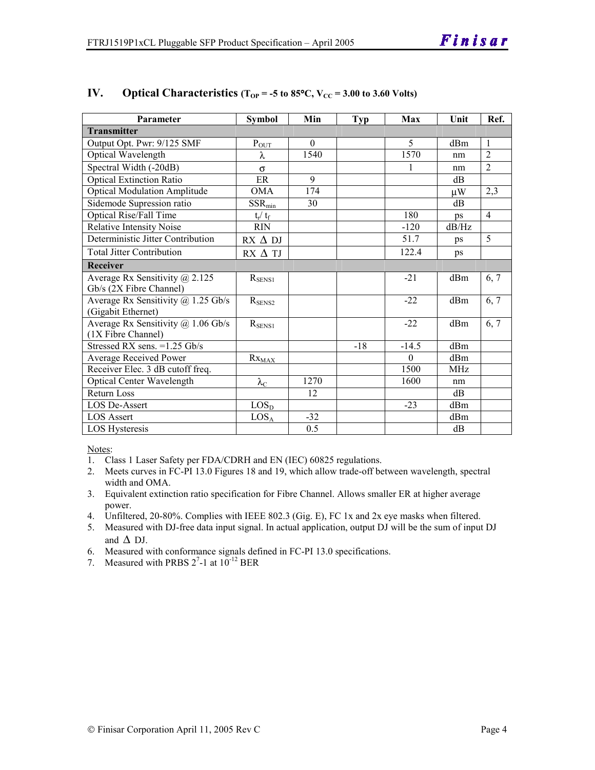## IV. Optical Characteristics ($T_{OP}$ = -5 to 85°C, $V_{CC}$ = 3.00 to 3.60 Volts)

| Parameter | Symbol | Min | Typ | Max | Unit | Ref. |
|---|---|---|---|---|---|---|
| **Transmitter** | | | | | | |
| Output Opt. Pwr: 9/125 SMF | $P_{OUT}$ | 0 | | 5 | dBm | 1 |
| Optical Wavelength | $\lambda$ | 1540 | | 1570 | nm | 2 |
| Spectral Width (-20dB) | $\sigma$ | | | 1 | nm | 2 |
| Optical Extinction Ratio | ER | 9 | | | dB | |
| Optical Modulation Amplitude | OMA | 174 | | | μW | 2,3 |
| Sidemode Supression ratio | $SSR_{min}$ | 30 | | | dB | |
| Optical Rise/Fall Time | $t_r/ t_f$ | | | 180 | ps | 4 |
| Relative Intensity Noise | RIN | | | -120 | dB/Hz | |
| Deterministic Jitter Contribution | RX $\Delta$ DJ | | | 51.7 | ps | 5 |
| Total Jitter Contribution | RX $\Delta$ TJ | | | 122.4 | ps | |
| **Receiver** | | | | | | |
| Average Rx Sensitivity @ 2.125 Gb/s (2X Fibre Channel) | $R_{SENS1}$ | | | -21 | dBm | 6, 7 |
| Average Rx Sensitivity @ 1.25 Gb/s (Gigabit Ethernet) | $R_{SENS2}$ | | | -22 | dBm | 6, 7 |
| Average Rx Sensitivity @ 1.06 Gb/s (1X Fibre Channel) | $R_{SENS1}$ | | | -22 | dBm | 6, 7 |
| Stressed RX sens. =1.25 Gb/s | | | -18 | -14.5 | dBm | |
| Average Received Power | $Rx_{MAX}$ | | | 0 | dBm | |
| Receiver Elec. 3 dB cutoff freq. | | | | 1500 | MHz | |
| Optical Center Wavelength | $\lambda_C$ | 1270 | | 1600 | nm | |
| Return Loss | | 12 | | | dB | |
| LOS De-Assert | $LOS_D$ | | | -23 | dBm | |
| LOS Assert | $LOS_A$ | -32 | | | dBm | |
| LOS Hysteresis | | 0.5 | | | dB | |

Notes:

1. Class 1 Laser Safety per FDA/CDRH and EN (IEC) 60825 regulations.
2. Meets curves in FC-PI 13.0 Figures 18 and 19, which allow trade-off between wavelength, spectral width and OMA.
3. Equivalent extinction ratio specification for Fibre Channel. Allows smaller ER at higher average power.
4. Unfiltered, 20-80%. Complies with IEEE 802.3 (Gig. E), FC 1x and 2x eye masks when filtered.
5. Measured with DJ-free data input signal. In actual application, output DJ will be the sum of input DJ and $\Delta$ DJ.
6. Measured with conformance signals defined in FC-PI 13.0 specifications.
7. Measured with PRBS $2^7$-1 at $10^{-12}$ BER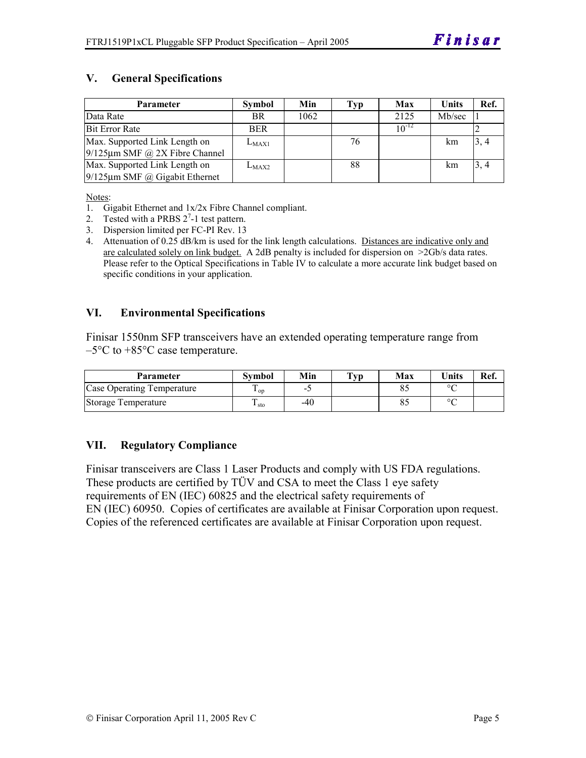## V. General Specifications

| Parameter | Symbol | Min | Typ | Max | Units | Ref. |
|---|---|---|---|---|---|---|
| Data Rate | BR | 1062 | | 2125 | Mb/sec | 1 |
| Bit Error Rate | BER | | | $10^{-12}$ | | 2 |
| Max. Supported Link Length on 9/125µm SMF @ 2X Fibre Channel | $L_{MAX1}$ | | 76 | | km | 3, 4 |
| Max. Supported Link Length on 9/125µm SMF @ Gigabit Ethernet | $L_{MAX2}$ | | 88 | | km | 3, 4 |

Notes:

1. Gigabit Ethernet and 1x/2x Fibre Channel compliant.
2. Tested with a PRBS $2^7$-1 test pattern.
3. Dispersion limited per FC-PI Rev. 13
4. Attenuation of 0.25 dB/km is used for the link length calculations. Distances are indicative only and are calculated solely on link budget. A 2dB penalty is included for dispersion on >2Gb/s data rates. Please refer to the Optical Specifications in Table IV to calculate a more accurate link budget based on specific conditions in your application.

## VI. Environmental Specifications

Finisar 1550nm SFP transceivers have an extended operating temperature range from –5°C to +85°C case temperature.

| Parameter | Symbol | Min | Typ | Max | Units | Ref. |
|---|---|---|---|---|---|---|
| Case Operating Temperature | $T_{op}$ | -5 | | 85 | °C | |
| Storage Temperature | $T_{sto}$ | -40 | | 85 | °C | |

## VII. Regulatory Compliance

Finisar transceivers are Class 1 Laser Products and comply with US FDA regulations. These products are certified by TÜV and CSA to meet the Class 1 eye safety requirements of EN (IEC) 60825 and the electrical safety requirements of EN (IEC) 60950. Copies of certificates are available at Finisar Corporation upon request. Copies of the referenced certificates are available at Finisar Corporation upon request.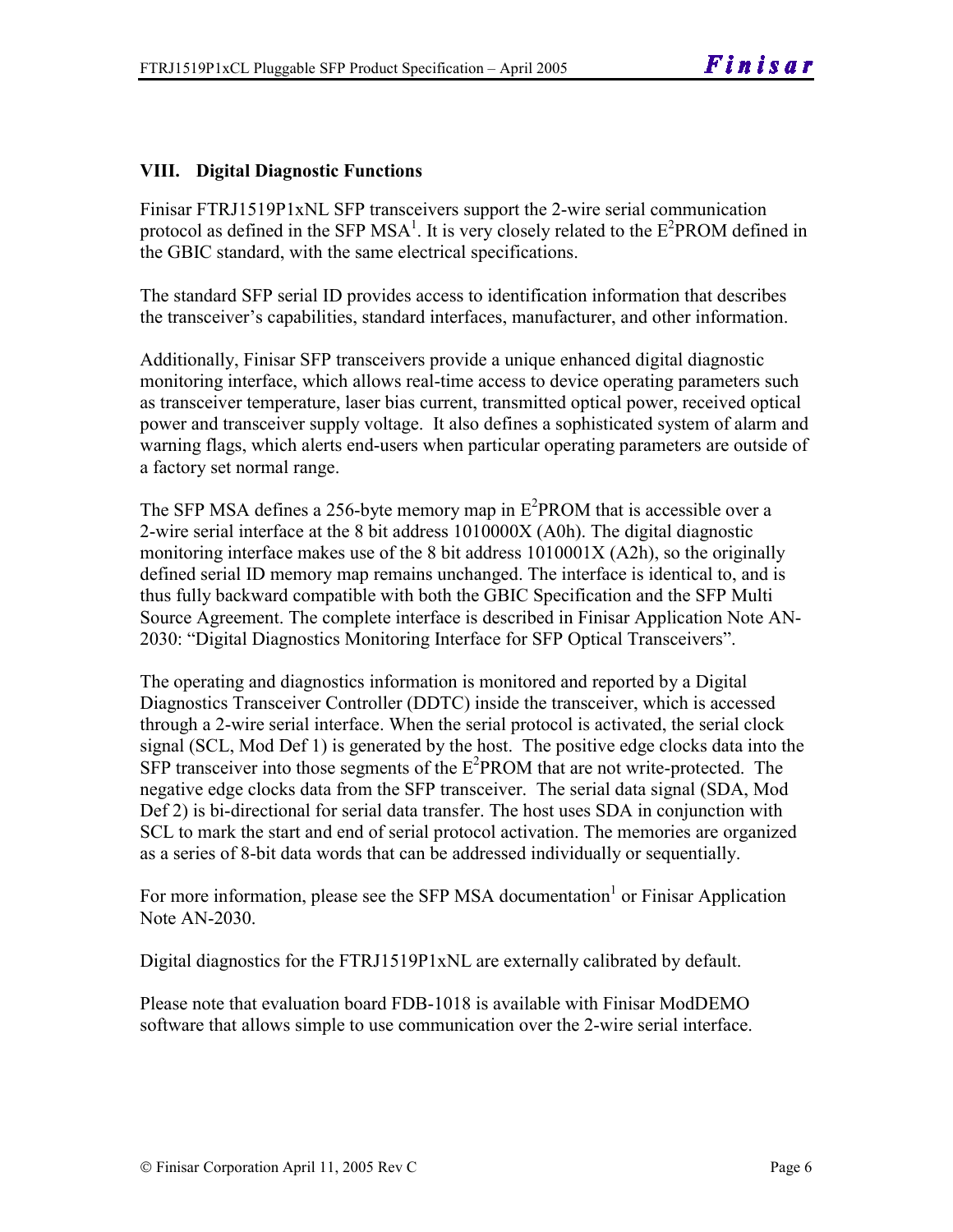## VIII. Digital Diagnostic Functions

Finisar FTRJ1519P1xNL SFP transceivers support the 2-wire serial communication protocol as defined in the SFP MSA[1]. It is very closely related to the $E^2$PROM defined in the GBIC standard, with the same electrical specifications.

The standard SFP serial ID provides access to identification information that describes the transceiver's capabilities, standard interfaces, manufacturer, and other information.

Additionally, Finisar SFP transceivers provide a unique enhanced digital diagnostic monitoring interface, which allows real-time access to device operating parameters such as transceiver temperature, laser bias current, transmitted optical power, received optical power and transceiver supply voltage. It also defines a sophisticated system of alarm and warning flags, which alerts end-users when particular operating parameters are outside of a factory set normal range.

The SFP MSA defines a 256-byte memory map in $E^2$PROM that is accessible over a 2-wire serial interface at the 8 bit address 1010000X (A0h). The digital diagnostic monitoring interface makes use of the 8 bit address 1010001X (A2h), so the originally defined serial ID memory map remains unchanged. The interface is identical to, and is thus fully backward compatible with both the GBIC Specification and the SFP Multi Source Agreement. The complete interface is described in Finisar Application Note AN-2030: "Digital Diagnostics Monitoring Interface for SFP Optical Transceivers".

The operating and diagnostics information is monitored and reported by a Digital Diagnostics Transceiver Controller (DDTC) inside the transceiver, which is accessed through a 2-wire serial interface. When the serial protocol is activated, the serial clock signal (SCL, Mod Def 1) is generated by the host. The positive edge clocks data into the SFP transceiver into those segments of the $E^2$PROM that are not write-protected. The negative edge clocks data from the SFP transceiver. The serial data signal (SDA, Mod Def 2) is bi-directional for serial data transfer. The host uses SDA in conjunction with SCL to mark the start and end of serial protocol activation. The memories are organized as a series of 8-bit data words that can be addressed individually or sequentially.

For more information, please see the SFP MSA documentation[1] or Finisar Application Note AN-2030.

Digital diagnostics for the FTRJ1519P1xNL are externally calibrated by default.

Please note that evaluation board FDB-1018 is available with Finisar ModDEMO software that allows simple to use communication over the 2-wire serial interface.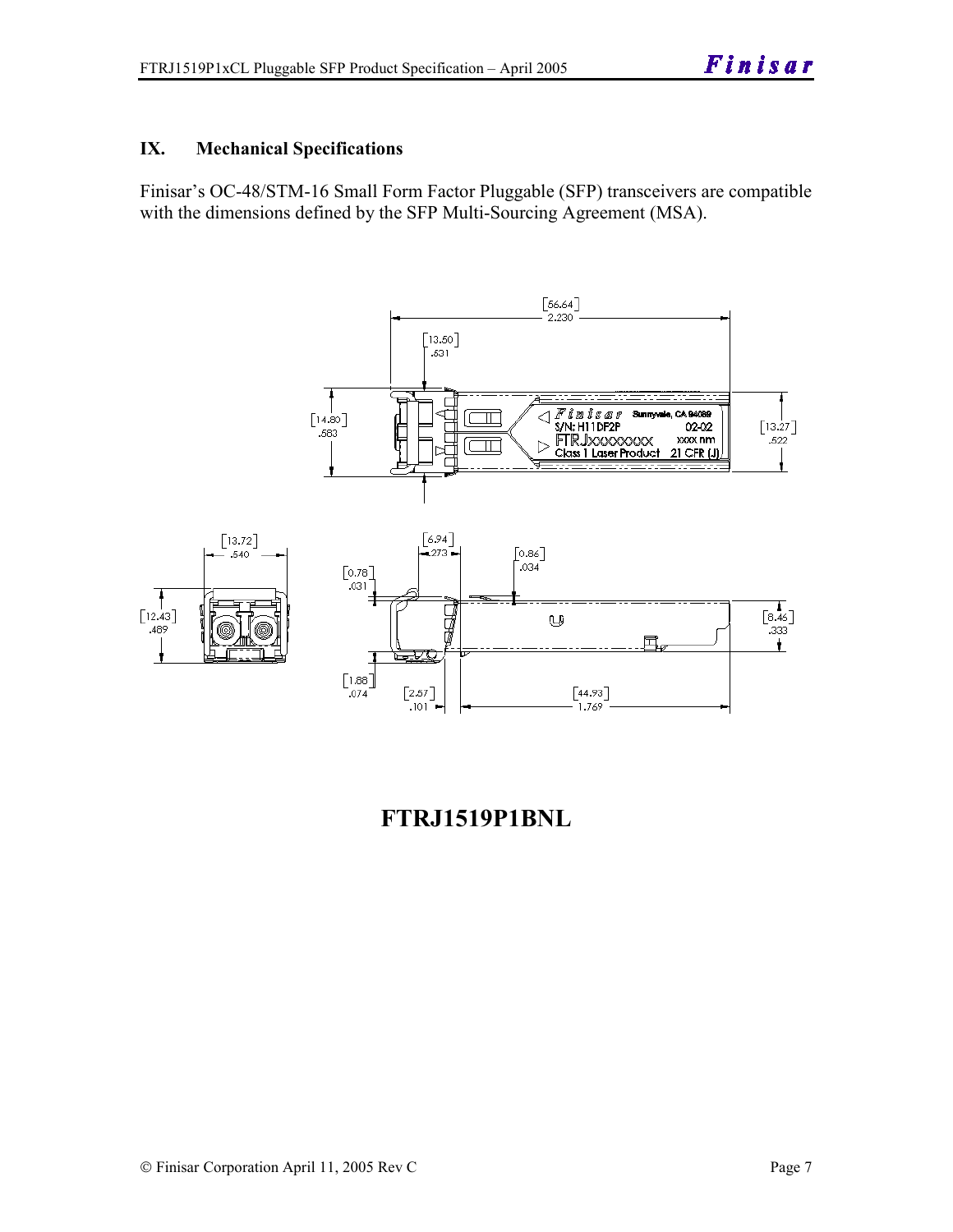## IX. Mechanical Specifications

Finisar's OC-48/STM-16 Small Form Factor Pluggable (SFP) transceivers are compatible with the dimensions defined by the SFP Multi-Sourcing Agreement (MSA).

**FTRJ1519P1BNL**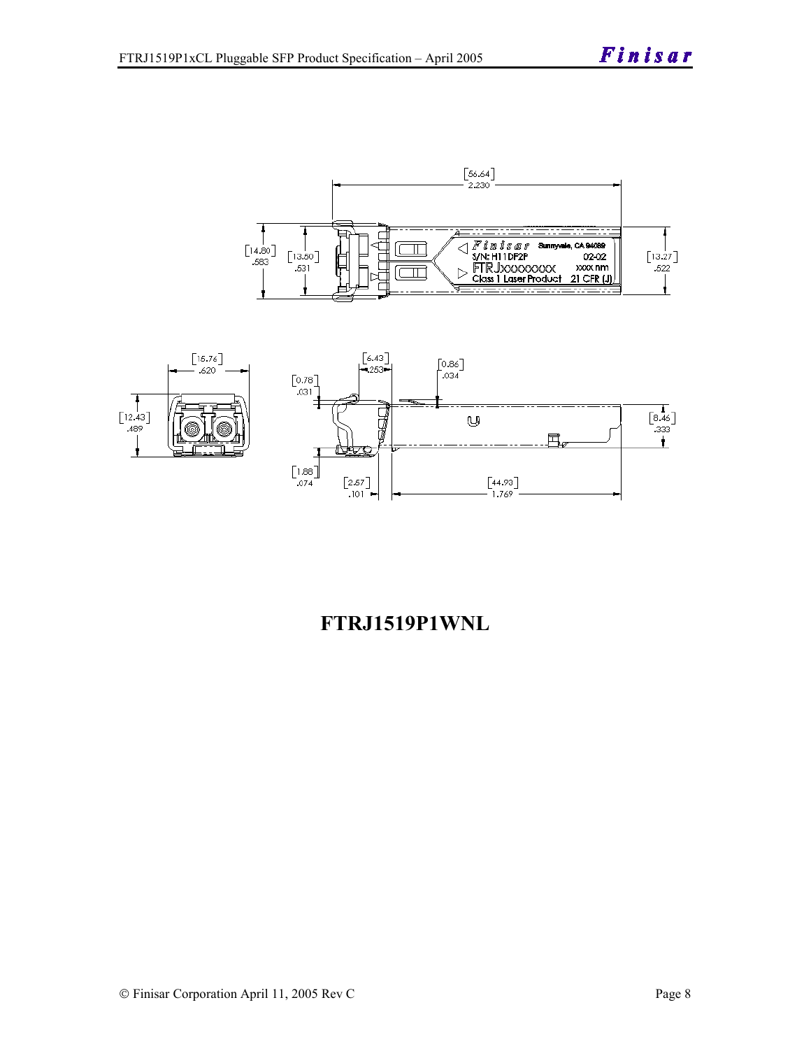**FTRJ1519P1WNL**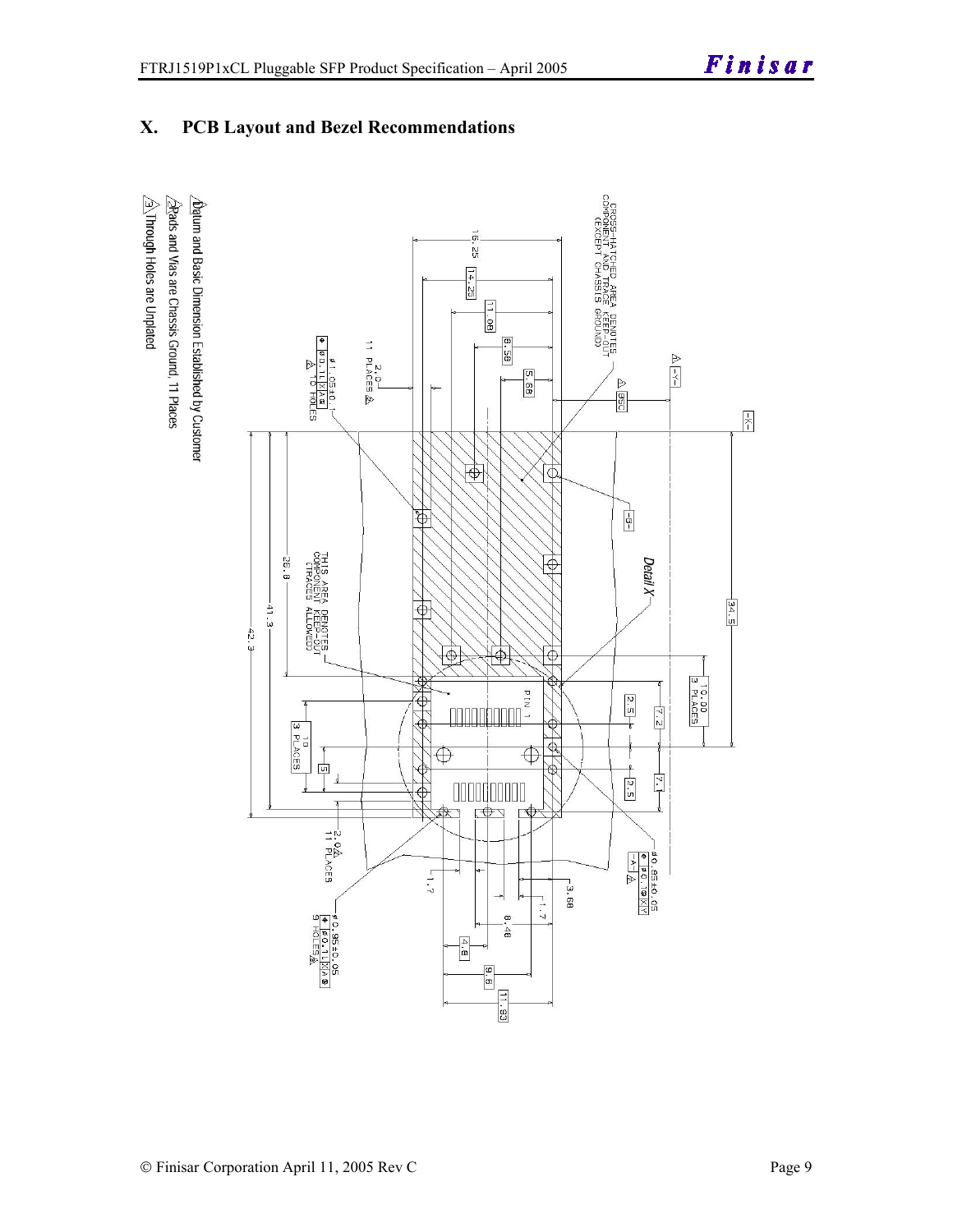## X. PCB Layout and Bezel Recommendations

1. Datum and Basic Dimension Established by Customer
2. Pads and Vias are Chassis Ground, 11 Places
3. Through Holes are Unplated

CROSS-HATCHED AREA DENOTES COMPONENT AND TRACE KEEP-OUT (EXCEPT CHASSIS GROUND)

THIS AREA DENOTES COMPONENT KEEP-OUT (TRACES ALLOWED)

Detail X

PIN 1

16.25, 14.25, 11.08, 8.58, 5.68, 34.5, 10.00 3 PLACES, 26.8, 41.3, 42.3, 10 3 PLACES, 5, 7.2, 2.5, 7.1, 2.5, 2.0 11 PLACES, 1.7, 3.68, 1.7, 8.48, 4.8, 9.6, 11.93

ø1.05±0.01 ⊕ ø0.1 X A ⓢ 10 HOLES

ø0.85±0.05 ⊕ ø0.05 X Y

ø0.95±0.05 ⊕ ø0.1 X A ⓢ 9 HOLES

-X- -Y- -A- -B- BSC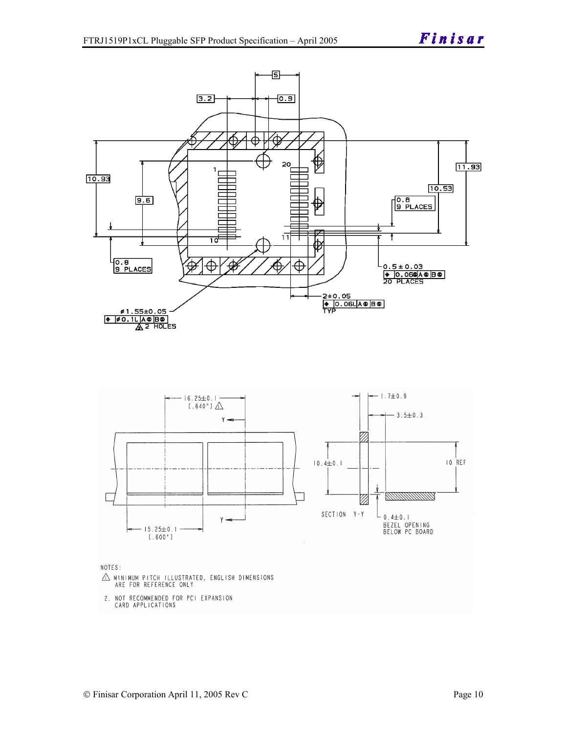NOTES:

1. MINIMUM PITCH ILLUSTRATED, ENGLISH DIMENSIONS ARE FOR REFERENCE ONLY
2. NOT RECOMMENDED FOR PCI EXPANSION CARD APPLICATIONS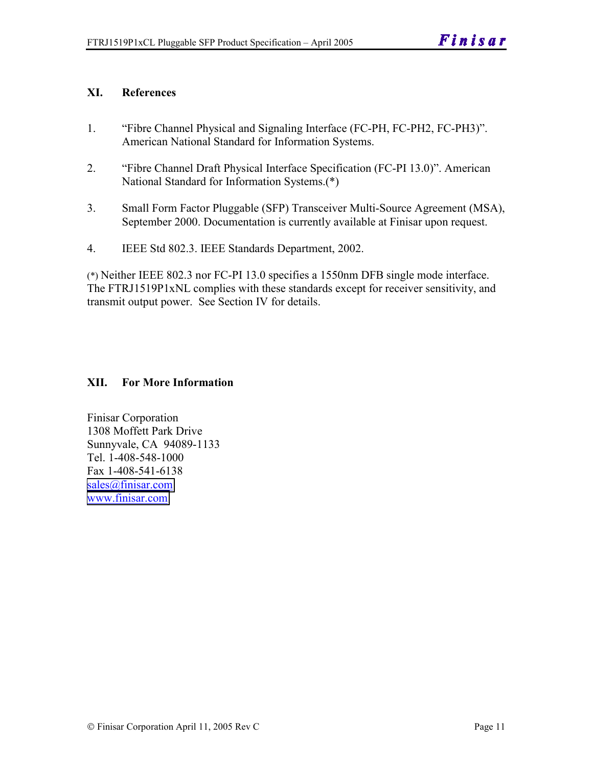## XI. References

1. "Fibre Channel Physical and Signaling Interface (FC-PH, FC-PH2, FC-PH3)". American National Standard for Information Systems.

2. "Fibre Channel Draft Physical Interface Specification (FC-PI 13.0)". American National Standard for Information Systems.(*)

3. Small Form Factor Pluggable (SFP) Transceiver Multi-Source Agreement (MSA), September 2000. Documentation is currently available at Finisar upon request.

4. IEEE Std 802.3. IEEE Standards Department, 2002.

(*) Neither IEEE 802.3 nor FC-PI 13.0 specifies a 1550nm DFB single mode interface. The FTRJ1519P1xNL complies with these standards except for receiver sensitivity, and transmit output power. See Section IV for details.

## XII. For More Information

Finisar Corporation
1308 Moffett Park Drive
Sunnyvale, CA 94089-1133
Tel. 1-408-548-1000
Fax 1-408-541-6138
sales@finisar.com
www.finisar.com